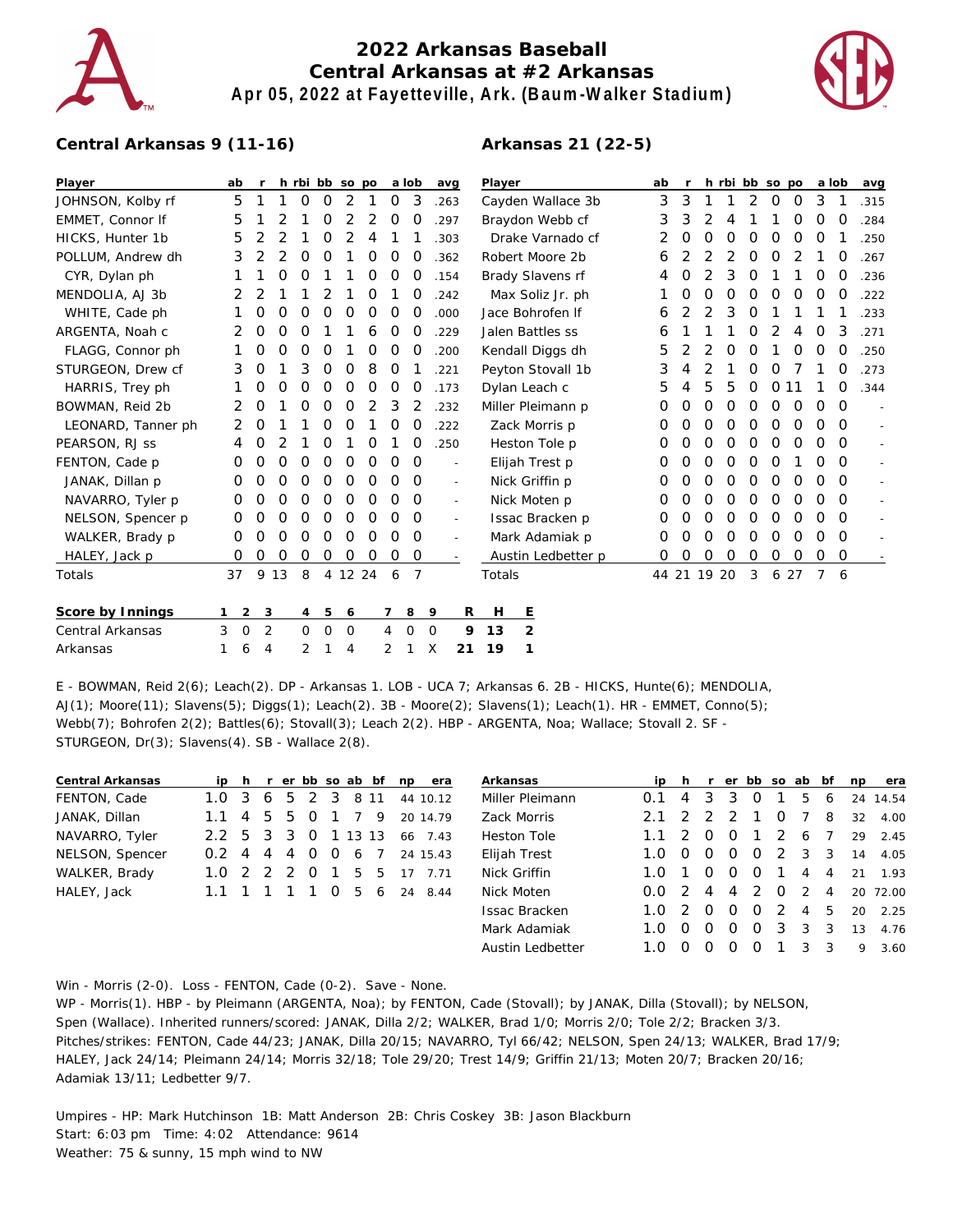# 2022 Arkansas Baseball
## Central Arkansas at #2 Arkansas
### Apr 05, 2022 at Fayetteville, Ark. (Baum-Walker Stadium)

**Central Arkansas 9 (11-16)**

| Player | ab | r | h | rbi | bb | so | po | a | lob | avg |
|---|---|---|---|---|---|---|---|---|---|---|
| JOHNSON, Kolby rf | 5 | 1 | 1 | 0 | 0 | 2 | 1 | 0 | 3 | .263 |
| EMMET, Connor lf | 5 | 1 | 2 | 1 | 0 | 2 | 2 | 0 | 0 | .297 |
| HICKS, Hunter 1b | 5 | 2 | 2 | 1 | 0 | 2 | 4 | 1 | 1 | .303 |
| POLLUM, Andrew dh | 3 | 2 | 2 | 0 | 0 | 1 | 0 | 0 | 0 | .362 |
| CYR, Dylan ph | 1 | 1 | 0 | 0 | 1 | 1 | 0 | 0 | 0 | .154 |
| MENDOLIA, AJ 3b | 2 | 2 | 1 | 1 | 2 | 1 | 0 | 1 | 0 | .242 |
| WHITE, Cade ph | 1 | 0 | 0 | 0 | 0 | 0 | 0 | 0 | 0 | .000 |
| ARGENTA, Noah c | 2 | 0 | 0 | 0 | 1 | 1 | 6 | 0 | 0 | .229 |
| FLAGG, Connor ph | 1 | 0 | 0 | 0 | 0 | 1 | 0 | 0 | 0 | .200 |
| STURGEON, Drew cf | 3 | 0 | 1 | 3 | 0 | 0 | 8 | 0 | 1 | .221 |
| HARRIS, Trey ph | 1 | 0 | 0 | 0 | 0 | 0 | 0 | 0 | 0 | .173 |
| BOWMAN, Reid 2b | 2 | 0 | 1 | 0 | 0 | 0 | 2 | 3 | 2 | .232 |
| LEONARD, Tanner ph | 2 | 0 | 1 | 1 | 0 | 0 | 1 | 0 | 0 | .222 |
| PEARSON, RJ ss | 4 | 0 | 2 | 1 | 0 | 1 | 0 | 1 | 0 | .250 |
| FENTON, Cade p | 0 | 0 | 0 | 0 | 0 | 0 | 0 | 0 | 0 | - |
| JANAK, Dillan p | 0 | 0 | 0 | 0 | 0 | 0 | 0 | 0 | 0 | - |
| NAVARRO, Tyler p | 0 | 0 | 0 | 0 | 0 | 0 | 0 | 0 | 0 | - |
| NELSON, Spencer p | 0 | 0 | 0 | 0 | 0 | 0 | 0 | 0 | 0 | - |
| WALKER, Brady p | 0 | 0 | 0 | 0 | 0 | 0 | 0 | 0 | 0 | - |
| HALEY, Jack p | 0 | 0 | 0 | 0 | 0 | 0 | 0 | 0 | 0 | - |
| Totals | 37 | 9 | 13 | 8 | 4 | 12 | 24 | 6 | 7 | |

**Arkansas 21 (22-5)**

| Player | ab | r | h | rbi | bb | so | po | a | lob | avg |
|---|---|---|---|---|---|---|---|---|---|---|
| Cayden Wallace 3b | 3 | 3 | 1 | 1 | 2 | 0 | 0 | 3 | 1 | .315 |
| Braydon Webb cf | 3 | 3 | 2 | 4 | 1 | 1 | 0 | 0 | 0 | .284 |
| Drake Varnado cf | 2 | 0 | 0 | 0 | 0 | 0 | 0 | 0 | 1 | .250 |
| Robert Moore 2b | 6 | 2 | 2 | 2 | 0 | 0 | 2 | 1 | 0 | .267 |
| Brady Slavens rf | 4 | 0 | 2 | 3 | 0 | 1 | 1 | 0 | 0 | .236 |
| Max Soliz Jr. ph | 1 | 0 | 0 | 0 | 0 | 0 | 0 | 0 | 0 | .222 |
| Jace Bohrofen lf | 6 | 2 | 2 | 3 | 0 | 1 | 1 | 1 | 1 | .233 |
| Jalen Battles ss | 6 | 1 | 1 | 1 | 0 | 2 | 4 | 0 | 3 | .271 |
| Kendall Diggs dh | 5 | 2 | 2 | 0 | 0 | 1 | 0 | 0 | 0 | .250 |
| Peyton Stovall 1b | 3 | 4 | 2 | 1 | 0 | 0 | 7 | 1 | 0 | .273 |
| Dylan Leach c | 5 | 4 | 5 | 5 | 0 | 0 | 11 | 1 | 0 | .344 |
| Miller Pleimann p | 0 | 0 | 0 | 0 | 0 | 0 | 0 | 0 | 0 | - |
| Zack Morris p | 0 | 0 | 0 | 0 | 0 | 0 | 0 | 0 | 0 | - |
| Elijah Trest p | 0 | 0 | 0 | 0 | 0 | 0 | 1 | 0 | 0 | - |
| Nick Griffin p | 0 | 0 | 0 | 0 | 0 | 0 | 0 | 0 | 0 | - |
| Nick Moten p | 0 | 0 | 0 | 0 | 0 | 0 | 0 | 0 | 0 | - |
| Issac Bracken p | 0 | 0 | 0 | 0 | 0 | 0 | 0 | 0 | 0 | - |
| Heston Tole p | 0 | 0 | 0 | 0 | 0 | 0 | 0 | 0 | 0 | - |
| Mark Adamiak p | 0 | 0 | 0 | 0 | 0 | 0 | 0 | 0 | 0 | - |
| Austin Ledbetter p | 0 | 0 | 0 | 0 | 0 | 0 | 0 | 0 | 0 | - |
| Totals | 44 | 21 | 19 | 20 | 3 | 6 | 27 | 7 | 6 | |

| Score by Innings | 1 | 2 | 3 | 4 | 5 | 6 | 7 | 8 | 9 | R | H | E |
|---|---|---|---|---|---|---|---|---|---|---|---|---|
| Central Arkansas | 3 | 0 | 2 | 0 | 0 | 0 | 4 | 0 | 0 | 9 | 13 | 2 |
| Arkansas | 1 | 6 | 4 | 2 | 1 | 4 | 2 | 1 | X | 21 | 19 | 1 |

E - BOWMAN, Reid 2(6); Leach(2). DP - Arkansas 1. LOB - UCA 7; Arkansas 6. 2B - HICKS, Hunte(6); MENDOLIA, AJ(1); Moore(11); Slavens(5); Diggs(1); Leach(2). 3B - Moore(2); Slavens(1); Leach(1). HR - EMMET, Conno(5); Webb(7); Bohrofen 2(2); Battles(6); Stovall(3); Leach 2(2). HBP - ARGENTA, Noa; Wallace; Stovall 2. SF - STURGEON, Dr(3); Slavens(4). SB - Wallace 2(8).

| Central Arkansas | ip | h | r | er | bb | so | ab | bf | np | era |
|---|---|---|---|---|---|---|---|---|---|---|
| FENTON, Cade | 1.0 | 3 | 6 | 5 | 2 | 3 | 8 | 11 | 44 | 10.12 |
| JANAK, Dillan | 1.1 | 4 | 5 | 5 | 0 | 1 | 7 | 9 | 20 | 14.79 |
| NAVARRO, Tyler | 2.2 | 5 | 3 | 3 | 0 | 1 | 13 | 13 | 66 | 7.43 |
| NELSON, Spencer | 0.2 | 4 | 4 | 4 | 0 | 0 | 6 | 7 | 24 | 15.43 |
| WALKER, Brady | 1.0 | 2 | 2 | 2 | 0 | 1 | 5 | 5 | 17 | 7.71 |
| HALEY, Jack | 1.1 | 1 | 1 | 1 | 1 | 0 | 5 | 6 | 24 | 8.44 |

| Arkansas | ip | h | r | er | bb | so | ab | bf | np | era |
|---|---|---|---|---|---|---|---|---|---|---|
| Miller Pleimann | 0.1 | 4 | 3 | 3 | 0 | 1 | 5 | 6 | 24 | 14.54 |
| Zack Morris | 2.1 | 2 | 2 | 2 | 1 | 0 | 7 | 8 | 32 | 4.00 |
| Heston Tole | 1.1 | 2 | 0 | 0 | 1 | 2 | 6 | 7 | 29 | 2.45 |
| Elijah Trest | 1.0 | 0 | 0 | 0 | 0 | 2 | 3 | 3 | 14 | 4.05 |
| Nick Griffin | 1.0 | 1 | 0 | 0 | 0 | 1 | 4 | 4 | 21 | 1.93 |
| Nick Moten | 0.0 | 2 | 4 | 4 | 2 | 0 | 2 | 4 | 20 | 72.00 |
| Issac Bracken | 1.0 | 2 | 0 | 0 | 0 | 2 | 4 | 5 | 20 | 2.25 |
| Mark Adamiak | 1.0 | 0 | 0 | 0 | 0 | 3 | 3 | 3 | 13 | 4.76 |
| Austin Ledbetter | 1.0 | 0 | 0 | 0 | 0 | 1 | 3 | 3 | 9 | 3.60 |

Win - Morris (2-0). Loss - FENTON, Cade (0-2). Save - None.
WP - Morris(1). HBP - by Pleimann (ARGENTA, Noa); by FENTON, Cade (Stovall); by JANAK, Dilla (Stovall); by NELSON, Spen (Wallace). Inherited runners/scored: JANAK, Dilla 2/2; WALKER, Brad 1/0; Morris 2/0; Tole 2/2; Bracken 3/3.
Pitches/strikes: FENTON, Cade 44/23; JANAK, Dilla 20/15; NAVARRO, Tyl 66/42; NELSON, Spen 24/13; WALKER, Brad 17/9; HALEY, Jack 24/14; Pleimann 24/14; Morris 32/18; Tole 29/20; Trest 14/9; Griffin 21/13; Moten 20/7; Bracken 20/16; Adamiak 13/11; Ledbetter 9/7.

Umpires - HP: Mark Hutchinson 1B: Matt Anderson 2B: Chris Coskey 3B: Jason Blackburn
Start: 6:03 pm Time: 4:02 Attendance: 9614
Weather: 75 & sunny, 15 mph wind to NW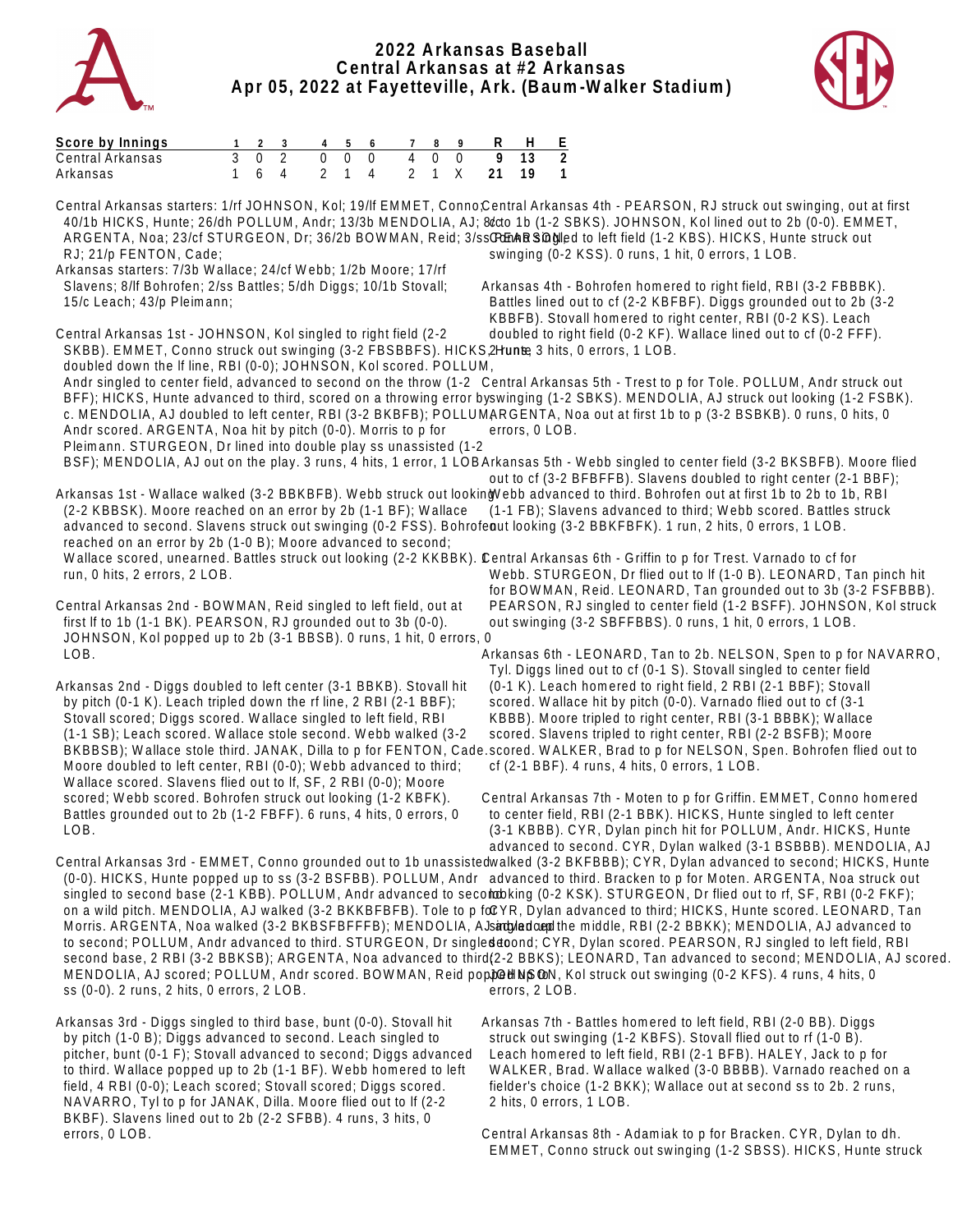# 2022 Arkansas Baseball
## Central Arkansas at #2 Arkansas
### Apr 05, 2022 at Fayetteville, Ark. (Baum-Walker Stadium)

| Score by Innings | 1 | 2 | 3 | 4 | 5 | 6 | 7 | 8 | 9 | R | H | E |
|---|---|---|---|---|---|---|---|---|---|---|---|---|
| Central Arkansas | 3 | 0 | 2 | 0 | 0 | 0 | 4 | 0 | 0 | 9 | 13 | 2 |
| Arkansas | 1 | 6 | 4 | 2 | 1 | 4 | 2 | 1 | X | 21 | 19 | 1 |

Central Arkansas starters: 1/rf JOHNSON, Kol; 19/lf EMMET, Conno; 40/1b HICKS, Hunte; 26/dh POLLUM, Andr; 13/3b MENDOLIA, AJ; 8/c ARGENTA, Noa; 23/cf STURGEON, Dr; 36/2b BOWMAN, Reid; 3/ss PEARSON, RJ; 21/p FENTON, Cade;

Arkansas starters: 7/3b Wallace; 24/cf Webb; 1/2b Moore; 17/rf Slavens; 8/lf Bohrofen; 2/ss Battles; 5/dh Diggs; 10/1b Stovall; 15/c Leach; 43/p Pleimann;

Central Arkansas 1st - JOHNSON, Kol singled to right field (2-2 SKBB). EMMET, Conno struck out swinging (3-2 FBSBBFS). HICKS, Hunte doubled down the lf line, RBI (0-0); JOHNSON, Kol scored. POLLUM, Andr singled to center field, advanced to second on the throw (1-2 BFF); HICKS, Hunte advanced to third, scored on a throwing error by c. MENDOLIA, AJ doubled to left center, RBI (3-2 BKBFB); POLLUM, Andr scored. ARGENTA, Noa hit by pitch (0-0). Morris to p for Pleimann. STURGEON, Dr lined into double play ss unassisted (1-2 BSF); MENDOLIA, AJ out on the play. 3 runs, 4 hits, 1 error, 1 LOB.

Arkansas 1st - Wallace walked (3-2 BBKBFB). Webb struck out looking (2-2 KBBSK). Moore reached on an error by 2b (1-1 BF); Wallace advanced to second. Slavens struck out swinging (0-2 FSS). Bohrofen reached on an error by 2b (1-0 B); Moore advanced to second; Wallace scored, unearned. Battles struck out looking (2-2 KKBBK). 1 run, 0 hits, 2 errors, 2 LOB.

Central Arkansas 2nd - BOWMAN, Reid singled to left field, out at first lf to 1b (1-1 BK). PEARSON, RJ grounded out to 3b (0-0). JOHNSON, Kol popped up to 2b (3-1 BBSB). 0 runs, 1 hit, 0 errors, 0 LOB.

Arkansas 2nd - Diggs doubled to left center (3-1 BBKB). Stovall hit by pitch (0-1 K). Leach tripled down the rf line, 2 RBI (2-1 BBF); Stovall scored; Diggs scored. Wallace singled to left field, RBI (1-1 SB); Leach scored. Wallace stole second. Webb walked (3-2 BKBBSB); Wallace stole third. JANAK, Dilla to p for FENTON, Cade. Moore doubled to left center, RBI (0-0); Webb advanced to third; Wallace scored. Slavens flied out to lf, SF, 2 RBI (0-0); Moore scored; Webb scored. Bohrofen struck out looking (1-2 KBFK). Battles grounded out to 2b (1-2 FBFF). 6 runs, 4 hits, 0 errors, 0 LOB.

Central Arkansas 3rd - EMMET, Conno grounded out to 1b unassisted (0-0). HICKS, Hunte popped up to ss (3-2 BSFBB). POLLUM, Andr singled to second base (2-1 KBB). POLLUM, Andr advanced to second on a wild pitch. MENDOLIA, AJ walked (3-2 BKKBFBFB). Tole to p for Morris. ARGENTA, Noa walked (3-2 BKBSFBFFFB); MENDOLIA, AJ advanced to second; POLLUM, Andr advanced to third. STURGEON, Dr singled to second base, 2 RBI (3-2 BBKSB); ARGENTA, Noa advanced to third; MENDOLIA, AJ scored; POLLUM, Andr scored. BOWMAN, Reid popped up to ss (0-0). 2 runs, 2 hits, 0 errors, 2 LOB.

Arkansas 3rd - Diggs singled to third base, bunt (0-0). Stovall hit by pitch (1-0 B); Diggs advanced to second. Leach singled to pitcher, bunt (0-1 F); Stovall advanced to second; Diggs advanced to third. Wallace popped up to 2b (1-1 BF). Webb homered to left field, 4 RBI (0-0); Leach scored; Stovall scored; Diggs scored. NAVARRO, Tyl to p for JANAK, Dilla. Moore flied out to lf (2-2 BKBF). Slavens lined out to 2b (2-2 SFBB). 4 runs, 3 hits, 0 errors, 0 LOB.

Central Arkansas 4th - PEARSON, RJ struck out swinging, out at first c to 1b (1-2 SBKS). JOHNSON, Kol lined out to 2b (0-0). EMMET, Conno singled to left field (1-2 KBS). HICKS, Hunte struck out swinging (0-2 KSS). 0 runs, 1 hit, 0 errors, 1 LOB.

Arkansas 4th - Bohrofen homered to right field, RBI (3-2 FBBBK). Battles lined out to cf (2-2 KBFBF). Diggs grounded out to 2b (3-2 KBBFB). Stovall homered to right center, RBI (0-2 KS). Leach doubled to right field (0-2 KF). Wallace lined out to cf (0-2 FFF). 2 runs, 3 hits, 0 errors, 1 LOB.

Central Arkansas 5th - Trest to p for Tole. POLLUM, Andr struck out swinging (1-2 SBKS). MENDOLIA, AJ struck out looking (1-2 FSBK). ARGENTA, Noa out at first 1b to p (3-2 BSBKB). 0 runs, 0 hits, 0 errors, 0 LOB.

Arkansas 5th - Webb singled to center field (3-2 BKSBFB). Moore flied out to cf (3-2 BFBFFB). Slavens doubled to right center (2-1 BBF); Webb advanced to third. Bohrofen out at first 1b to 2b to 1b, RBI (1-1 FB); Slavens advanced to third; Webb scored. Battles struck out looking (3-2 BBKFBKFK). 1 run, 2 hits, 0 errors, 1 LOB.

Central Arkansas 6th - Griffin to p for Trest. Varnado to cf for Webb. STURGEON, Dr flied out to lf (1-0 B). LEONARD, Tan pinch hit for BOWMAN, Reid. LEONARD, Tan grounded out to 3b (3-2 FSFBBB). PEARSON, RJ singled to center field (1-2 BSFF). JOHNSON, Kol struck out swinging (3-2 SBFFBBS). 0 runs, 1 hit, 0 errors, 1 LOB.

Arkansas 6th - LEONARD, Tan to 2b. NELSON, Spen to p for NAVARRO, Tyl. Diggs lined out to cf (0-1 S). Stovall singled to center field (0-1 K). Leach homered to right field, 2 RBI (2-1 BBF); Stovall scored. Wallace hit by pitch (0-0). Varnado flied out to cf (3-1 KBBB). Moore tripled to right center, RBI (3-1 BBBK); Wallace scored. Slavens tripled to right center, RBI (2-2 BSFB); Moore scored. WALKER, Brad to p for NELSON, Spen. Bohrofen flied out to cf (2-1 BBF). 4 runs, 4 hits, 0 errors, 1 LOB.

Central Arkansas 7th - Moten to p for Griffin. EMMET, Conno homered to center field, RBI (2-1 BBK). HICKS, Hunte singled to left center (3-1 KBBB). CYR, Dylan pinch hit for POLLUM, Andr. HICKS, Hunte advanced to second. CYR, Dylan walked (3-1 BSBBB). MENDOLIA, AJ walked (3-2 BKFBBB); CYR, Dylan advanced to second; HICKS, Hunte advanced to third. Bracken to p for Moten. ARGENTA, Noa struck out looking (0-2 KSK). STURGEON, Dr flied out to rf, SF, RBI (0-2 FKF); CYR, Dylan advanced to third; HICKS, Hunte scored. LEONARD, Tan singled up the middle, RBI (2-2 BBKK); MENDOLIA, AJ advanced to second; CYR, Dylan scored. PEARSON, RJ singled to left field, RBI (2-2 BBKS); LEONARD, Tan advanced to second; MENDOLIA, AJ scored. JOHNSON, Kol struck out swinging (0-2 KFS). 4 runs, 4 hits, 0 errors, 2 LOB.

Arkansas 7th - Battles homered to left field, RBI (2-0 BB). Diggs struck out swinging (1-2 KBFS). Stovall flied out to rf (1-0 B). Leach homered to left field, RBI (2-1 BFB). HALEY, Jack to p for WALKER, Brad. Wallace walked (3-0 BBBB). Varnado reached on a fielder's choice (1-2 BKK); Wallace out at second ss to 2b. 2 runs, 2 hits, 0 errors, 1 LOB.

Central Arkansas 8th - Adamiak to p for Bracken. CYR, Dylan to dh. EMMET, Conno struck out swinging (1-2 SBSS). HICKS, Hunte struck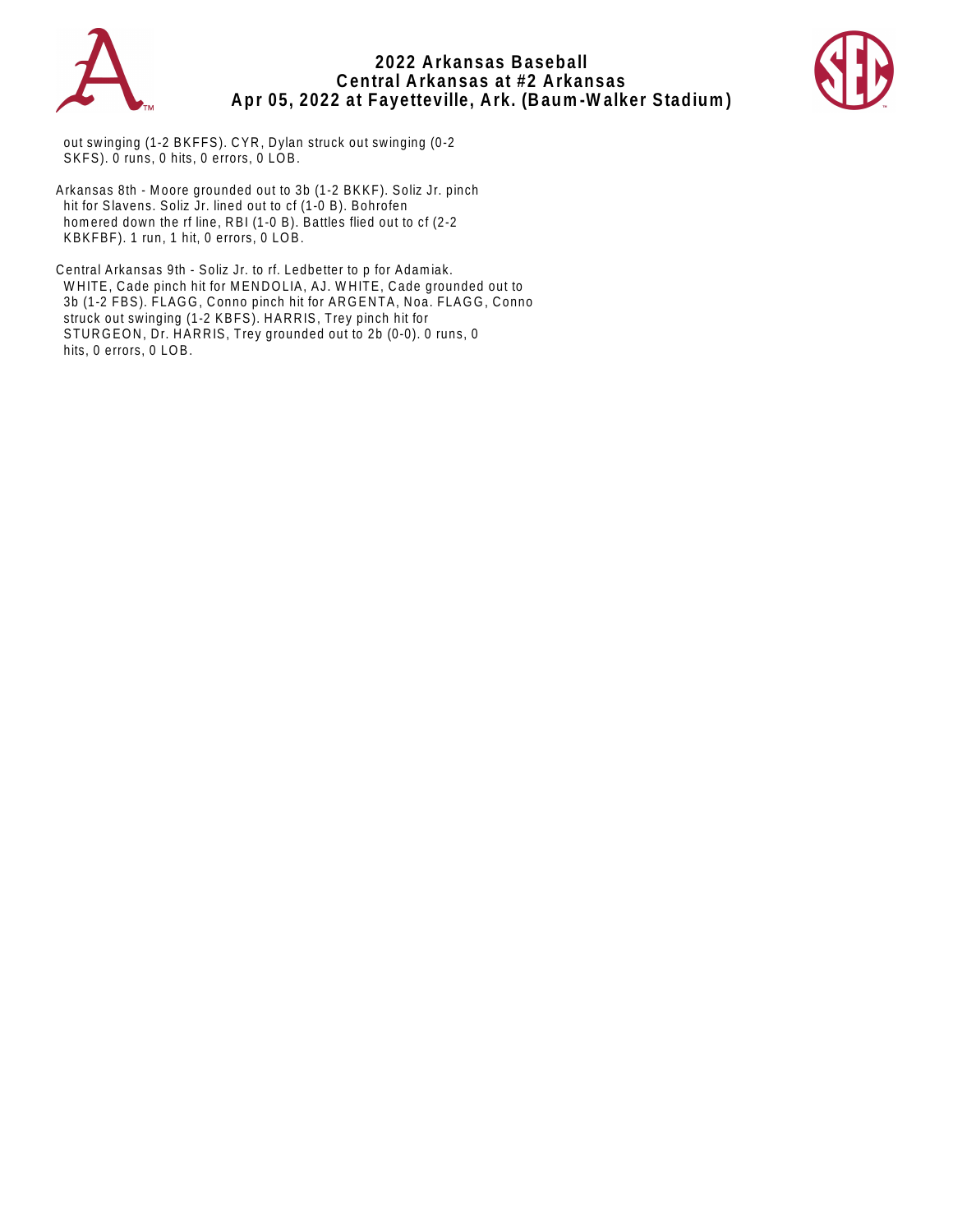out swinging (1-2 BKFFS). CYR, Dylan struck out swinging (0-2 SKFS). 0 runs, 0 hits, 0 errors, 0 LOB.

Arkansas 8th - Moore grounded out to 3b (1-2 BKKF). Soliz Jr. pinch hit for Slavens. Soliz Jr. lined out to cf (1-0 B). Bohrofen homered down the rf line, RBI (1-0 B). Battles flied out to cf (2-2 KBKFBF). 1 run, 1 hit, 0 errors, 0 LOB.

Central Arkansas 9th - Soliz Jr. to rf. Ledbetter to p for Adamiak. WHITE, Cade pinch hit for MENDOLIA, AJ. WHITE, Cade grounded out to 3b (1-2 FBS). FLAGG, Conno pinch hit for ARGENTA, Noa. FLAGG, Conno struck out swinging (1-2 KBFS). HARRIS, Trey pinch hit for STURGEON, Dr. HARRIS, Trey grounded out to 2b (0-0). 0 runs, 0 hits, 0 errors, 0 LOB.